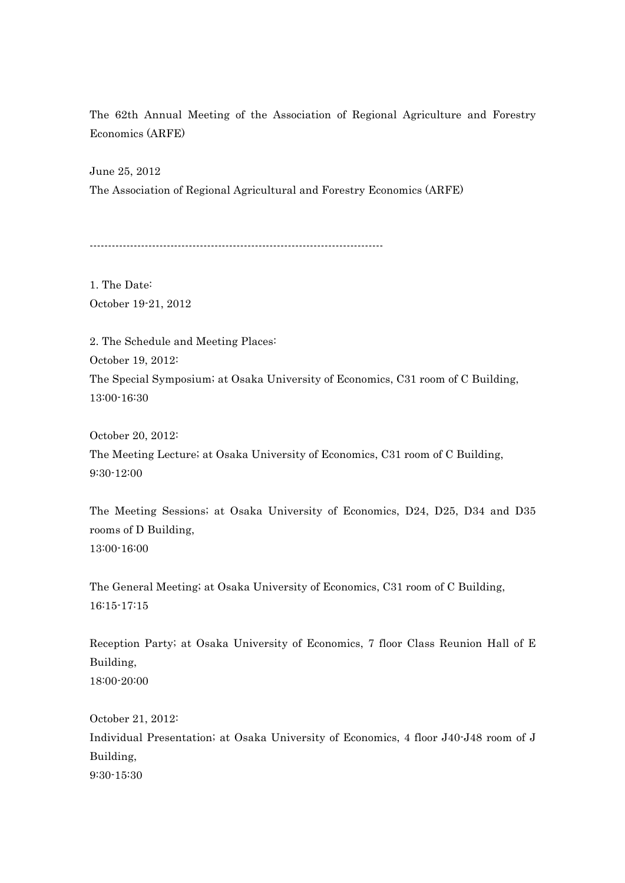# The 62th Annual Meeting of the Association of Regional Agriculture and Forestry Economics (ARFE)

June 25, 2012

The Association of Regional Agricultural and Forestry Economics (ARFE)

--------------------------------------------------------------------------------

1. The Date:
October 19-21, 2012

2. The Schedule and Meeting Places:
October 19, 2012:
The Special Symposium; at Osaka University of Economics, C31 room of C Building,
13:00-16:30

October 20, 2012:
The Meeting Lecture; at Osaka University of Economics, C31 room of C Building,
9:30-12:00

The Meeting Sessions; at Osaka University of Economics, D24, D25, D34 and D35 rooms of D Building,
13:00-16:00

The General Meeting; at Osaka University of Economics, C31 room of C Building,
16:15-17:15

Reception Party; at Osaka University of Economics, 7 floor Class Reunion Hall of E Building,
18:00-20:00

October 21, 2012:
Individual Presentation; at Osaka University of Economics, 4 floor J40-J48 room of J Building,
9:30-15:30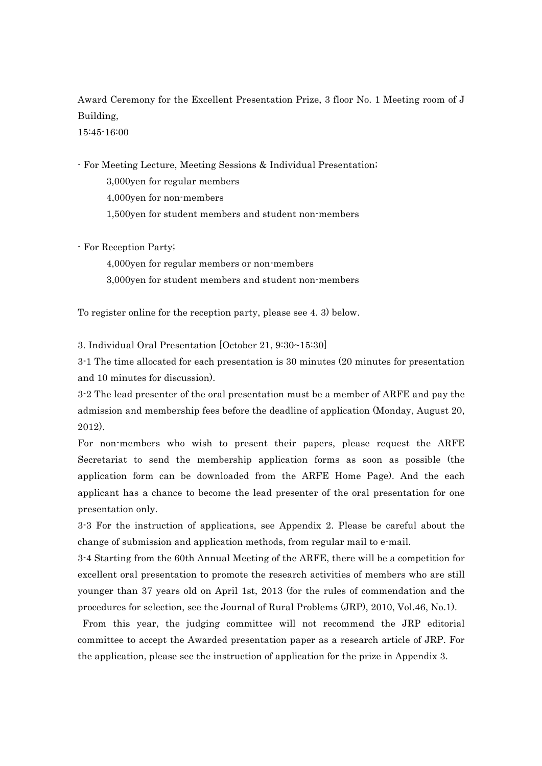Award Ceremony for the Excellent Presentation Prize, 3 floor No. 1 Meeting room of J Building,
15:45-16:00

- For Meeting Lecture, Meeting Sessions & Individual Presentation;
  - 3,000yen for regular members
  - 4,000yen for non-members
  - 1,500yen for student members and student non-members

- For Reception Party;
  - 4,000yen for regular members or non-members
  - 3,000yen for student members and student non-members

To register online for the reception party, please see 4. 3) below.

3. Individual Oral Presentation [October 21, 9:30~15:30]

3-1 The time allocated for each presentation is 30 minutes (20 minutes for presentation and 10 minutes for discussion).

3-2 The lead presenter of the oral presentation must be a member of ARFE and pay the admission and membership fees before the deadline of application (Monday, August 20, 2012).

For non-members who wish to present their papers, please request the ARFE Secretariat to send the membership application forms as soon as possible (the application form can be downloaded from the ARFE Home Page). And the each applicant has a chance to become the lead presenter of the oral presentation for one presentation only.

3-3 For the instruction of applications, see Appendix 2. Please be careful about the change of submission and application methods, from regular mail to e-mail.

3-4 Starting from the 60th Annual Meeting of the ARFE, there will be a competition for excellent oral presentation to promote the research activities of members who are still younger than 37 years old on April 1st, 2013 (for the rules of commendation and the procedures for selection, see the Journal of Rural Problems (JRP), 2010, Vol.46, No.1).

From this year, the judging committee will not recommend the JRP editorial committee to accept the Awarded presentation paper as a research article of JRP. For the application, please see the instruction of application for the prize in Appendix 3.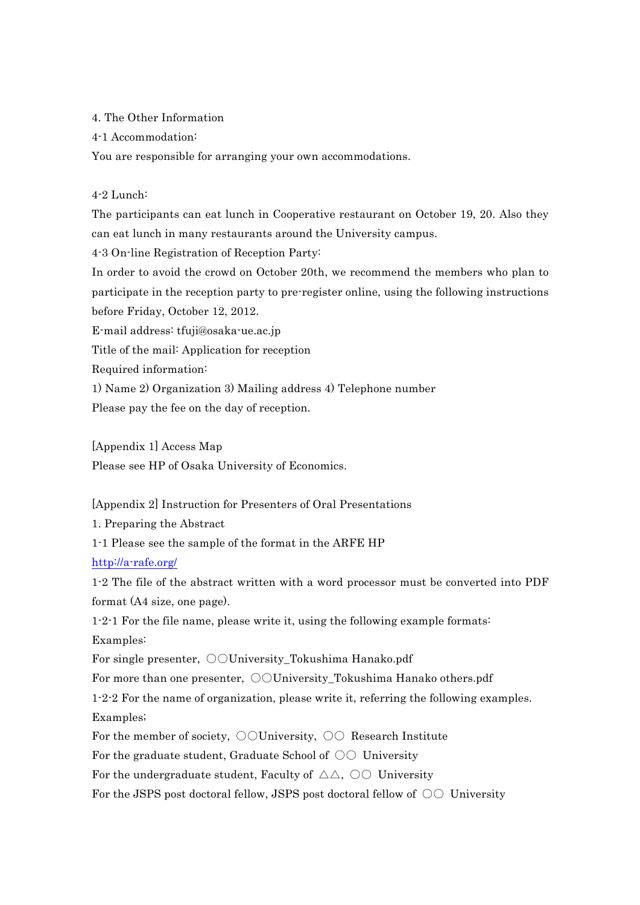4. The Other Information

4-1 Accommodation:

You are responsible for arranging your own accommodations.

4-2 Lunch:

The participants can eat lunch in Cooperative restaurant on October 19, 20. Also they can eat lunch in many restaurants around the University campus.

4-3 On-line Registration of Reception Party:

In order to avoid the crowd on October 20th, we recommend the members who plan to participate in the reception party to pre-register online, using the following instructions before Friday, October 12, 2012.

E-mail address: tfuji@osaka-ue.ac.jp

Title of the mail: Application for reception

Required information:

1) Name 2) Organization 3) Mailing address 4) Telephone number

Please pay the fee on the day of reception.

[Appendix 1] Access Map

Please see HP of Osaka University of Economics.

[Appendix 2] Instruction for Presenters of Oral Presentations

1. Preparing the Abstract

1-1 Please see the sample of the format in the ARFE HP

http://a-rafe.org/

1-2 The file of the abstract written with a word processor must be converted into PDF format (A4 size, one page).

1-2-1 For the file name, please write it, using the following example formats:

Examples:

For single presenter, ○○University_Tokushima Hanako.pdf

For more than one presenter, ○○University_Tokushima Hanako others.pdf

1-2-2 For the name of organization, please write it, referring the following examples.

Examples;

For the member of society, ○○University, ○○ Research Institute

For the graduate student, Graduate School of ○○ University

For the undergraduate student, Faculty of △△, ○○ University

For the JSPS post doctoral fellow, JSPS post doctoral fellow of ○○ University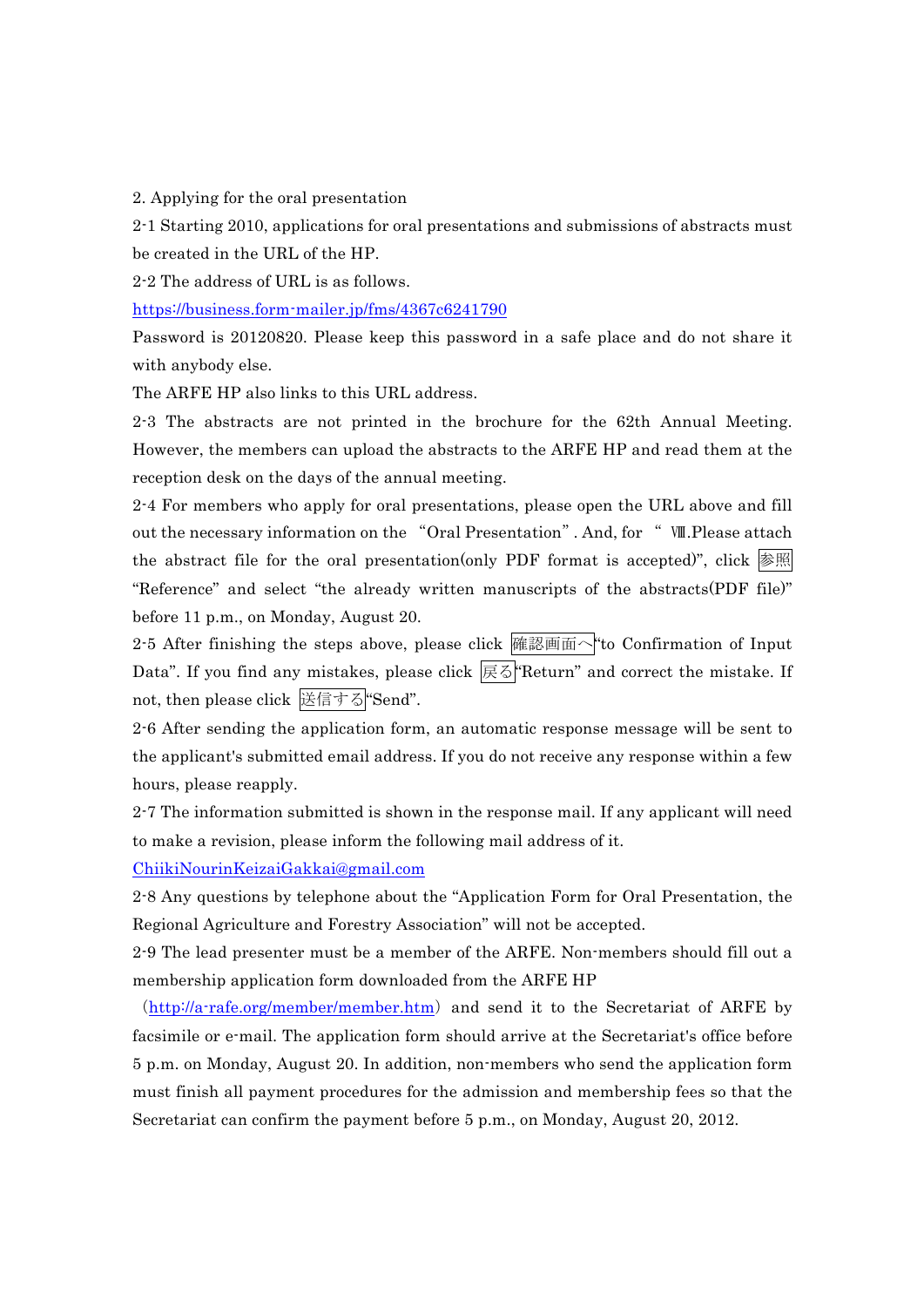2. Applying for the oral presentation

2-1 Starting 2010, applications for oral presentations and submissions of abstracts must be created in the URL of the HP.

2-2 The address of URL is as follows.

https://business.form-mailer.jp/fms/4367c6241790

Password is 20120820. Please keep this password in a safe place and do not share it with anybody else.

The ARFE HP also links to this URL address.

2-3 The abstracts are not printed in the brochure for the 62th Annual Meeting. However, the members can upload the abstracts to the ARFE HP and read them at the reception desk on the days of the annual meeting.

2-4 For members who apply for oral presentations, please open the URL above and fill out the necessary information on the "Oral Presentation". And, for "Ⅷ.Please attach the abstract file for the oral presentation(only PDF format is accepted)", click 参照 "Reference" and select "the already written manuscripts of the abstracts(PDF file)" before 11 p.m., on Monday, August 20.

2-5 After finishing the steps above, please click 確認画面へ "to Confirmation of Input Data". If you find any mistakes, please click 戻る "Return" and correct the mistake. If not, then please click 送信する "Send".

2-6 After sending the application form, an automatic response message will be sent to the applicant's submitted email address. If you do not receive any response within a few hours, please reapply.

2-7 The information submitted is shown in the response mail. If any applicant will need to make a revision, please inform the following mail address of it.

ChiikiNourinKeizaiGakkai@gmail.com

2-8 Any questions by telephone about the "Application Form for Oral Presentation, the Regional Agriculture and Forestry Association" will not be accepted.

2-9 The lead presenter must be a member of the ARFE. Non-members should fill out a membership application form downloaded from the ARFE HP (http://a-rafe.org/member/member.htm) and send it to the Secretariat of ARFE by facsimile or e-mail. The application form should arrive at the Secretariat's office before 5 p.m. on Monday, August 20. In addition, non-members who send the application form must finish all payment procedures for the admission and membership fees so that the Secretariat can confirm the payment before 5 p.m., on Monday, August 20, 2012.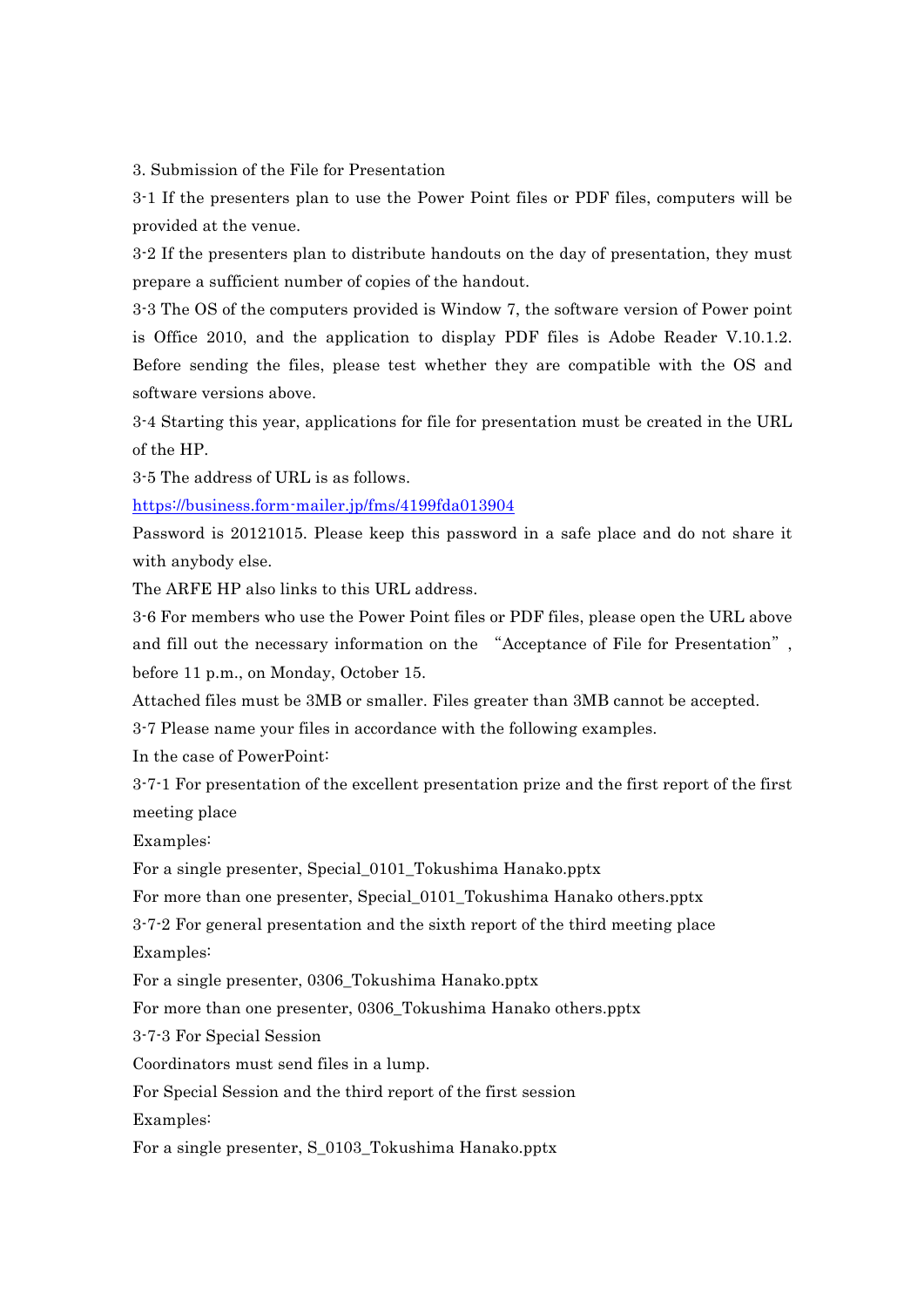3. Submission of the File for Presentation

3-1 If the presenters plan to use the Power Point files or PDF files, computers will be provided at the venue.

3-2 If the presenters plan to distribute handouts on the day of presentation, they must prepare a sufficient number of copies of the handout.

3-3 The OS of the computers provided is Window 7, the software version of Power point is Office 2010, and the application to display PDF files is Adobe Reader V.10.1.2. Before sending the files, please test whether they are compatible with the OS and software versions above.

3-4 Starting this year, applications for file for presentation must be created in the URL of the HP.

3-5 The address of URL is as follows.

https://business.form-mailer.jp/fms/4199fda013904

Password is 20121015. Please keep this password in a safe place and do not share it with anybody else.

The ARFE HP also links to this URL address.

3-6 For members who use the Power Point files or PDF files, please open the URL above and fill out the necessary information on the "Acceptance of File for Presentation", before 11 p.m., on Monday, October 15.

Attached files must be 3MB or smaller. Files greater than 3MB cannot be accepted.

3-7 Please name your files in accordance with the following examples.

In the case of PowerPoint:

3-7-1 For presentation of the excellent presentation prize and the first report of the first meeting place

Examples:

For a single presenter, Special_0101_Tokushima Hanako.pptx

For more than one presenter, Special_0101_Tokushima Hanako others.pptx

3-7-2 For general presentation and the sixth report of the third meeting place

Examples:

For a single presenter, 0306_Tokushima Hanako.pptx

For more than one presenter, 0306_Tokushima Hanako others.pptx

3-7-3 For Special Session

Coordinators must send files in a lump.

For Special Session and the third report of the first session

Examples:

For a single presenter, S_0103_Tokushima Hanako.pptx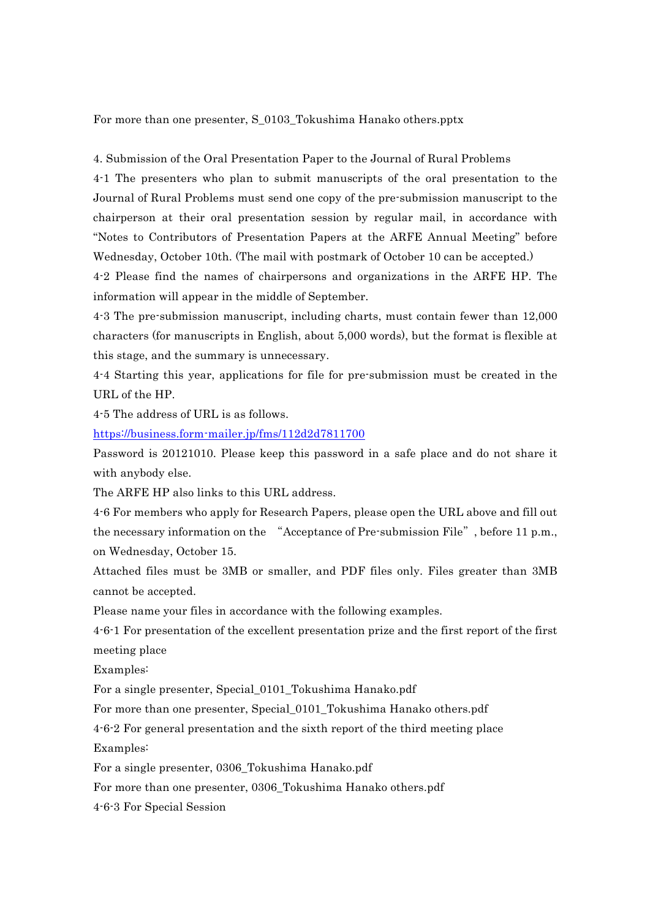For more than one presenter, S_0103_Tokushima Hanako others.pptx

## 4. Submission of the Oral Presentation Paper to the Journal of Rural Problems

4-1 The presenters who plan to submit manuscripts of the oral presentation to the Journal of Rural Problems must send one copy of the pre-submission manuscript to the chairperson at their oral presentation session by regular mail, in accordance with "Notes to Contributors of Presentation Papers at the ARFE Annual Meeting" before Wednesday, October 10th. (The mail with postmark of October 10 can be accepted.)

4-2 Please find the names of chairpersons and organizations in the ARFE HP. The information will appear in the middle of September.

4-3 The pre-submission manuscript, including charts, must contain fewer than 12,000 characters (for manuscripts in English, about 5,000 words), but the format is flexible at this stage, and the summary is unnecessary.

4-4 Starting this year, applications for file for pre-submission must be created in the URL of the HP.

4-5 The address of URL is as follows.

https://business.form-mailer.jp/fms/112d2d7811700

Password is 20121010. Please keep this password in a safe place and do not share it with anybody else.

The ARFE HP also links to this URL address.

4-6 For members who apply for Research Papers, please open the URL above and fill out the necessary information on the "Acceptance of Pre-submission File", before 11 p.m., on Wednesday, October 15.

Attached files must be 3MB or smaller, and PDF files only. Files greater than 3MB cannot be accepted.

Please name your files in accordance with the following examples.

4-6-1 For presentation of the excellent presentation prize and the first report of the first meeting place

Examples:

For a single presenter, Special_0101_Tokushima Hanako.pdf

For more than one presenter, Special_0101_Tokushima Hanako others.pdf

4-6-2 For general presentation and the sixth report of the third meeting place

Examples:

For a single presenter, 0306_Tokushima Hanako.pdf

For more than one presenter, 0306_Tokushima Hanako others.pdf

4-6-3 For Special Session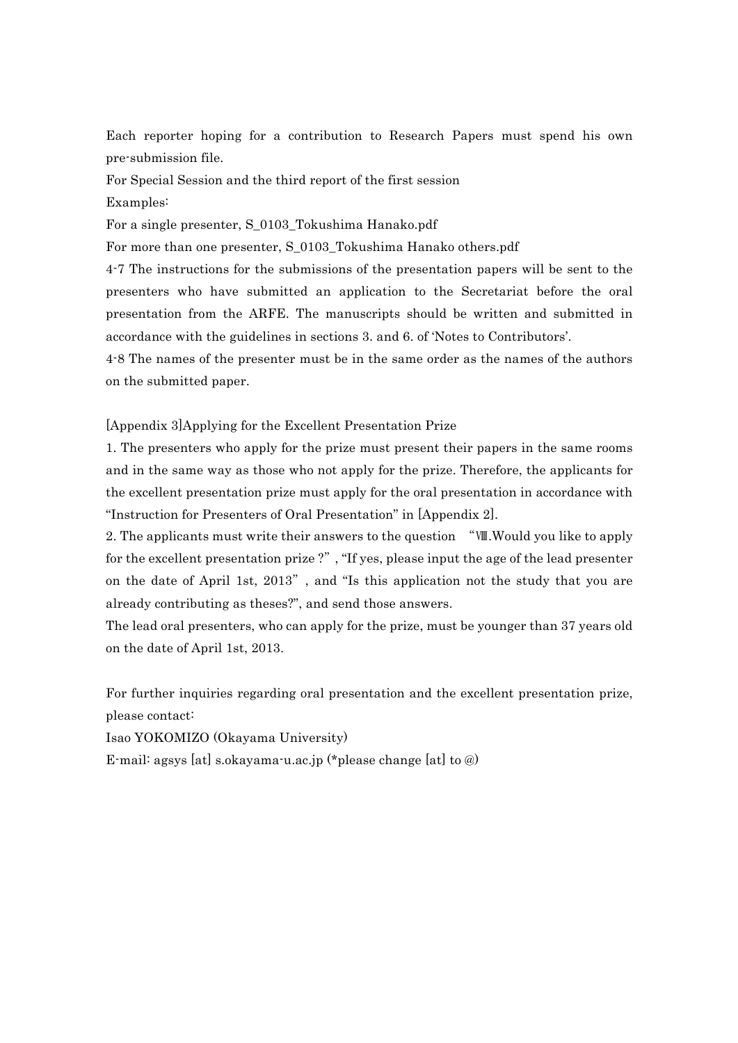Each reporter hoping for a contribution to Research Papers must spend his own pre-submission file.

For Special Session and the third report of the first session

Examples:

For a single presenter, S_0103_Tokushima Hanako.pdf

For more than one presenter, S_0103_Tokushima Hanako others.pdf

4-7 The instructions for the submissions of the presentation papers will be sent to the presenters who have submitted an application to the Secretariat before the oral presentation from the ARFE. The manuscripts should be written and submitted in accordance with the guidelines in sections 3. and 6. of 'Notes to Contributors'.

4-8 The names of the presenter must be in the same order as the names of the authors on the submitted paper.

[Appendix 3]Applying for the Excellent Presentation Prize

1. The presenters who apply for the prize must present their papers in the same rooms and in the same way as those who not apply for the prize. Therefore, the applicants for the excellent presentation prize must apply for the oral presentation in accordance with "Instruction for Presenters of Oral Presentation" in [Appendix 2].

2. The applicants must write their answers to the question "Ⅷ.Would you like to apply for the excellent presentation prize ?", "If yes, please input the age of the lead presenter on the date of April 1st, 2013", and "Is this application not the study that you are already contributing as theses?", and send those answers.

The lead oral presenters, who can apply for the prize, must be younger than 37 years old on the date of April 1st, 2013.

For further inquiries regarding oral presentation and the excellent presentation prize, please contact:

Isao YOKOMIZO (Okayama University)

E-mail: agsys [at] s.okayama-u.ac.jp (*please change [at] to @)